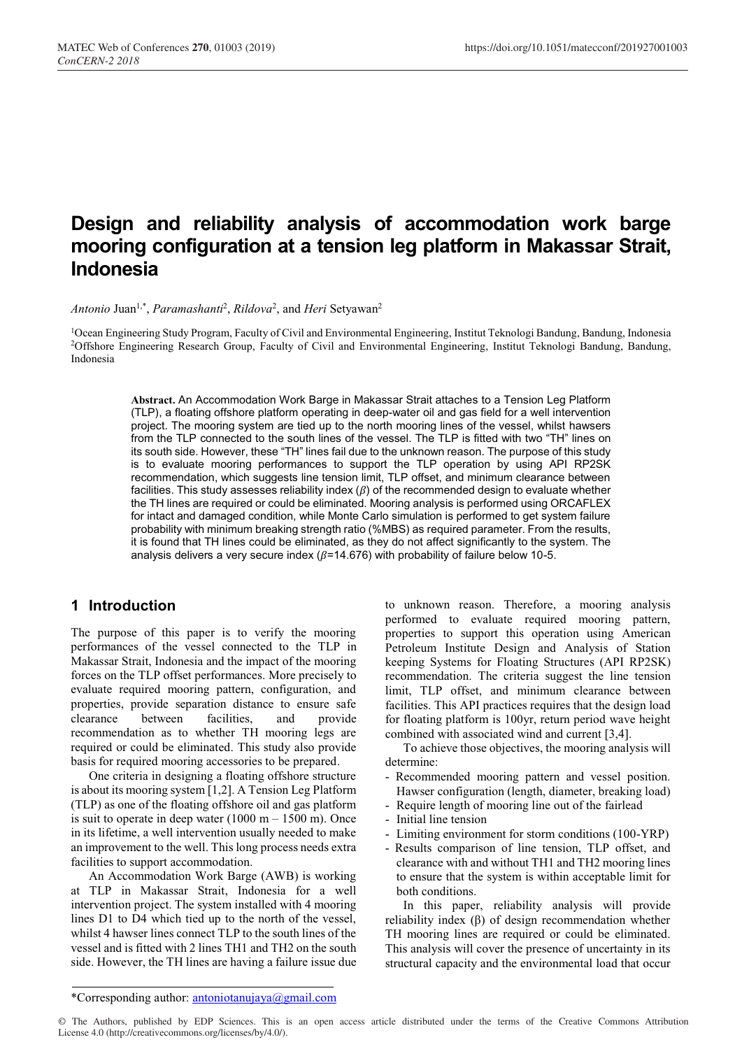# Design and reliability analysis of accommodation work barge mooring configuration at a tension leg platform in Makassar Strait, Indonesia

*Antonio* Juan[1,*], *Paramashanti*[2], *Rildova*[2], and *Heri* Setyawan[2]

[1]Ocean Engineering Study Program, Faculty of Civil and Environmental Engineering, Institut Teknologi Bandung, Bandung, Indonesia
[2]Offshore Engineering Research Group, Faculty of Civil and Environmental Engineering, Institut Teknologi Bandung, Bandung, Indonesia

**Abstract.** An Accommodation Work Barge in Makassar Strait attaches to a Tension Leg Platform (TLP), a floating offshore platform operating in deep-water oil and gas field for a well intervention project. The mooring system are tied up to the north mooring lines of the vessel, whilst hawsers from the TLP connected to the south lines of the vessel. The TLP is fitted with two "TH" lines on its south side. However, these "TH" lines fail due to the unknown reason. The purpose of this study is to evaluate mooring performances to support the TLP operation by using API RP2SK recommendation, which suggests line tension limit, TLP offset, and minimum clearance between facilities. This study assesses reliability index ($\beta$) of the recommended design to evaluate whether the TH lines are required or could be eliminated. Mooring analysis is performed using ORCAFLEX for intact and damaged condition, while Monte Carlo simulation is performed to get system failure probability with minimum breaking strength ratio (%MBS) as required parameter. From the results, it is found that TH lines could be eliminated, as they do not affect significantly to the system. The analysis delivers a very secure index ($\beta$=14.676) with probability of failure below 10-5.

## 1 Introduction

The purpose of this paper is to verify the mooring performances of the vessel connected to the TLP in Makassar Strait, Indonesia and the impact of the mooring forces on the TLP offset performances. More precisely to evaluate required mooring pattern, configuration, and properties, provide separation distance to ensure safe clearance between facilities, and provide recommendation as to whether TH mooring legs are required or could be eliminated. This study also provide basis for required mooring accessories to be prepared.

One criteria in designing a floating offshore structure is about its mooring system [1,2]. A Tension Leg Platform (TLP) as one of the floating offshore oil and gas platform is suit to operate in deep water (1000 m – 1500 m). Once in its lifetime, a well intervention usually needed to make an improvement to the well. This long process needs extra facilities to support accommodation.

An Accommodation Work Barge (AWB) is working at TLP in Makassar Strait, Indonesia for a well intervention project. The system installed with 4 mooring lines D1 to D4 which tied up to the north of the vessel, whilst 4 hawser lines connect TLP to the south lines of the vessel and is fitted with 2 lines TH1 and TH2 on the south side. However, the TH lines are having a failure issue due to unknown reason. Therefore, a mooring analysis performed to evaluate required mooring pattern, properties to support this operation using American Petroleum Institute Design and Analysis of Station keeping Systems for Floating Structures (API RP2SK) recommendation. The criteria suggest the line tension limit, TLP offset, and minimum clearance between facilities. This API practices requires that the design load for floating platform is 100yr, return period wave height combined with associated wind and current [3,4].

To achieve those objectives, the mooring analysis will determine:

- Recommended mooring pattern and vessel position. Hawser configuration (length, diameter, breaking load)
- Require length of mooring line out of the fairlead
- Initial line tension
- Limiting environment for storm conditions (100-YRP)
- Results comparison of line tension, TLP offset, and clearance with and without TH1 and TH2 mooring lines to ensure that the system is within acceptable limit for both conditions.

In this paper, reliability analysis will provide reliability index (β) of design recommendation whether TH mooring lines are required or could be eliminated. This analysis will cover the presence of uncertainty in its structural capacity and the environmental load that occur

*Corresponding author: antoniotanujaya@gmail.com

© The Authors, published by EDP Sciences. This is an open access article distributed under the terms of the Creative Commons Attribution License 4.0 (http://creativecommons.org/licenses/by/4.0/).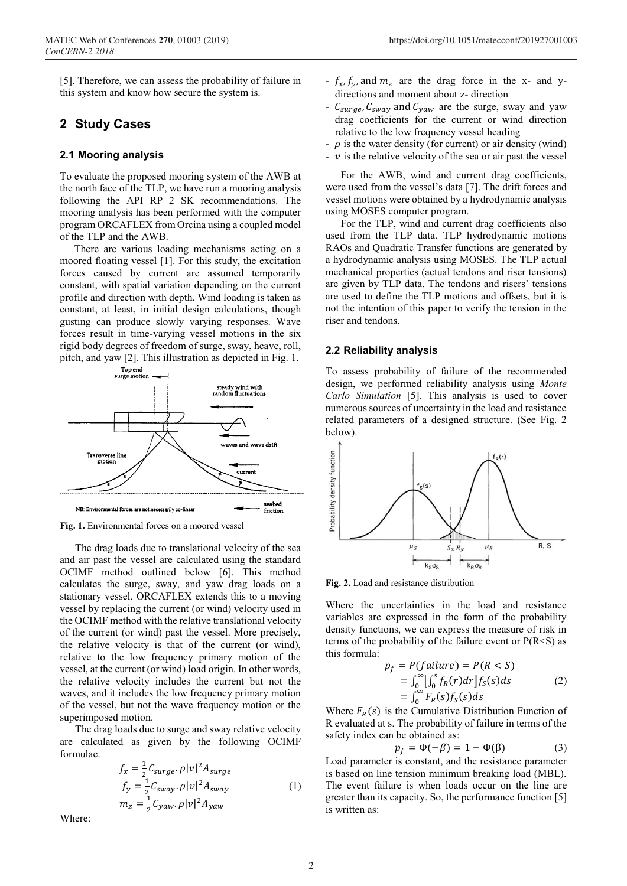[5]. Therefore, we can assess the probability of failure in this system and know how secure the system is.

## 2 Study Cases

### 2.1 Mooring analysis

To evaluate the proposed mooring system of the AWB at the north face of the TLP, we have run a mooring analysis following the API RP 2 SK recommendations. The mooring analysis has been performed with the computer program ORCAFLEX from Orcina using a coupled model of the TLP and the AWB.

There are various loading mechanisms acting on a moored floating vessel [1]. For this study, the excitation forces caused by current are assumed temporarily constant, with spatial variation depending on the current profile and direction with depth. Wind loading is taken as constant, at least, in initial design calculations, though gusting can produce slowly varying responses. Wave forces result in time-varying vessel motions in the six rigid body degrees of freedom of surge, sway, heave, roll, pitch, and yaw [2]. This illustration as depicted in Fig. 1.

**Fig. 1.** Environmental forces on a moored vessel

The drag loads due to translational velocity of the sea and air past the vessel are calculated using the standard OCIMF method outlined below [6]. This method calculates the surge, sway, and yaw drag loads on a stationary vessel. ORCAFLEX extends this to a moving vessel by replacing the current (or wind) velocity used in the OCIMF method with the relative translational velocity of the current (or wind) past the vessel. More precisely, the relative velocity is that of the current (or wind), relative to the low frequency primary motion of the vessel, at the current (or wind) load origin. In other words, the relative velocity includes the current but not the waves, and it includes the low frequency primary motion of the vessel, but not the wave frequency motion or the superimposed motion.

The drag loads due to surge and sway relative velocity are calculated as given by the following OCIMF formulae.

$$f_x = \frac{1}{2} C_{surge} . \rho |v|^2 A_{surge}$$
$$f_y = \frac{1}{2} C_{sway} . \rho |v|^2 A_{sway} \quad (1)$$
$$m_z = \frac{1}{2} C_{yaw} . \rho |v|^2 A_{yaw}$$

Where:

- $f_x, f_y,$ and $m_z$ are the drag force in the x- and y- directions and moment about z- direction
- $C_{surge}, C_{sway}$ and $C_{yaw}$ are the surge, sway and yaw drag coefficients for the current or wind direction relative to the low frequency vessel heading
- $\rho$ is the water density (for current) or air density (wind)
- $v$ is the relative velocity of the sea or air past the vessel

For the AWB, wind and current drag coefficients, were used from the vessel's data [7]. The drift forces and vessel motions were obtained by a hydrodynamic analysis using MOSES computer program.

For the TLP, wind and current drag coefficients also used from the TLP data. TLP hydrodynamic motions RAOs and Quadratic Transfer functions are generated by a hydrodynamic analysis using MOSES. The TLP actual mechanical properties (actual tendons and riser tensions) are given by TLP data. The tendons and risers' tensions are used to define the TLP motions and offsets, but it is not the intention of this paper to verify the tension in the riser and tendons.

### 2.2 Reliability analysis

To assess probability of failure of the recommended design, we performed reliability analysis using *Monte Carlo Simulation* [5]. This analysis is used to cover numerous sources of uncertainty in the load and resistance related parameters of a designed structure. (See Fig. 2 below).

**Fig. 2.** Load and resistance distribution

Where the uncertainties in the load and resistance variables are expressed in the form of the probability density functions, we can express the measure of risk in terms of the probability of the failure event or P(R<S) as this formula:

$$p_f = P(failure) = P(R < S)$$
$$= \int_0^\infty \left[ \int_0^s f_R(r)dr \right] f_S(s)ds \quad (2)$$
$$= \int_0^\infty F_R(s) f_S(s)ds$$

Where $F_R(s)$ is the Cumulative Distribution Function of R evaluated at s. The probability of failure in terms of the safety index can be obtained as:

$$p_f = \Phi(-\beta) = 1 - \Phi(\beta) \quad (3)$$

Load parameter is constant, and the resistance parameter is based on line tension minimum breaking load (MBL). The event failure is when loads occur on the line are greater than its capacity. So, the performance function [5] is written as: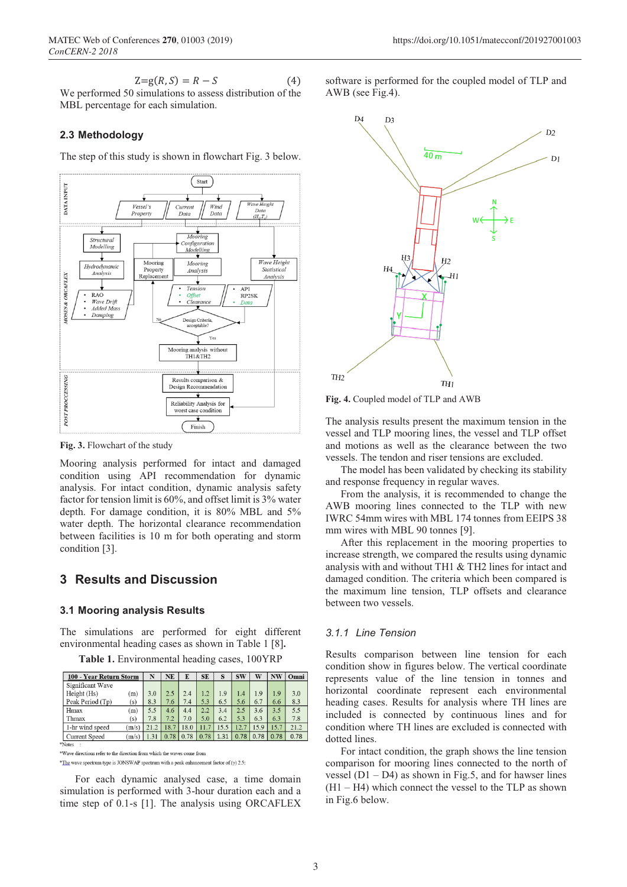$$Z = g(R, S) = R - S \quad (4)$$

We performed 50 simulations to assess distribution of the MBL percentage for each simulation.

### 2.3 Methodology

The step of this study is shown in flowchart Fig. 3 below.

Fig. 3. Flowchart of the study

Mooring analysis performed for intact and damaged condition using API recommendation for dynamic analysis. For intact condition, dynamic analysis safety factor for tension limit is 60%, and offset limit is 3% water depth. For damage condition, it is 80% MBL and 5% water depth. The horizontal clearance recommendation between facilities is 10 m for both operating and storm condition [3].

## 3 Results and Discussion

### 3.1 Mooring analysis Results

The simulations are performed for eight different environmental heading cases as shown in Table 1 [8].

**Table 1.** Environmental heading cases, 100YRP

| 100 - Year Return Storm | | N | NE | E | SE | S | SW | W | NW | Omni |
|---|---|---|---|---|---|---|---|---|---|---|
| Significant Wave Height (Hs) | (m) | 3.0 | 2.5 | 2.4 | 1.2 | 1.9 | 1.4 | 1.9 | 1.9 | 3.0 |
| Peak Period (Tp) | (s) | 8.3 | 7.6 | 7.4 | 5.3 | 6.5 | 5.6 | 6.7 | 6.6 | 8.3 |
| Hmax | (m) | 5.5 | 4.6 | 4.4 | 2.2 | 3.4 | 2.5 | 3.6 | 3.5 | 5.5 |
| Thmax | (s) | 7.8 | 7.2 | 7.0 | 5.0 | 6.2 | 5.3 | 6.3 | 6.3 | 7.8 |
| 1-hr wind speed | (m/s) | 21.2 | 18.7 | 18.0 | 11.7 | 15.5 | 12.7 | 15.9 | 15.7 | 21.2 |
| Current Speed | (m/s) | 1.31 | 0.78 | 0.78 | 0.78 | 1.31 | 0.78 | 0.78 | 0.78 | 0.78 |

*Notes :

*Wave directions refer to the direction from which the waves come from

*The wave spectrum type is JONSWAP spectrum with a peak enhancement factor of (γ) 2.5.

For each dynamic analysed case, a time domain simulation is performed with 3-hour duration each and a time step of 0.1-s [1]. The analysis using ORCAFLEX software is performed for the coupled model of TLP and AWB (see Fig.4).

**Fig. 4.** Coupled model of TLP and AWB

The analysis results present the maximum tension in the vessel and TLP mooring lines, the vessel and TLP offset and motions as well as the clearance between the two vessels. The tendon and riser tensions are excluded.

The model has been validated by checking its stability and response frequency in regular waves.

From the analysis, it is recommended to change the AWB mooring lines connected to the TLP with new IWRC 54mm wires with MBL 174 tonnes from EEIPS 38 mm wires with MBL 90 tonnes [9].

After this replacement in the mooring properties to increase strength, we compared the results using dynamic analysis with and without TH1 & TH2 lines for intact and damaged condition. The criteria which been compared is the maximum line tension, TLP offsets and clearance between two vessels.

#### 3.1.1 Line Tension

Results comparison between line tension for each condition show in figures below. The vertical coordinate represents value of the line tension in tonnes and horizontal coordinate represent each environmental heading cases. Results for analysis where TH lines are included is connected by continuous lines and for condition where TH lines are excluded is connected with dotted lines.

For intact condition, the graph shows the line tension comparison for mooring lines connected to the north of vessel (D1 – D4) as shown in Fig.5, and for hawser lines (H1 – H4) which connect the vessel to the TLP as shown in Fig.6 below.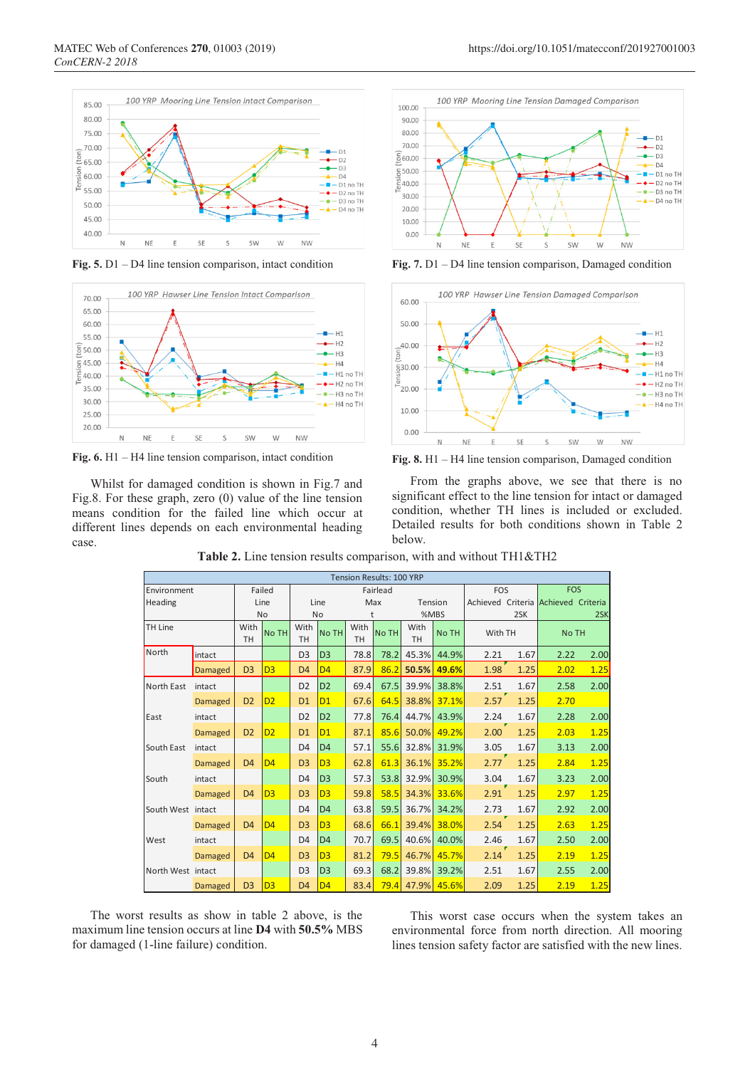Fig. 5. D1 – D4 line tension comparison, intact condition

Fig. 7. D1 – D4 line tension comparison, Damaged condition

Fig. 6. H1 – H4 line tension comparison, intact condition

Fig. 8. H1 – H4 line tension comparison, Damaged condition

Whilst for damaged condition is shown in Fig.7 and Fig.8. For these graph, zero (0) value of the line tension means condition for the failed line which occur at different lines depends on each environmental heading case.

From the graphs above, we see that there is no significant effect to the line tension for intact or damaged condition, whether TH lines is included or excluded. Detailed results for both conditions shown in Table 2 below.

**Table 2.** Line tension results comparison, with and without TH1&TH2

| Tension Results: 100 YRP | | | | | | | | | | | | | |
|---|---|---|---|---|---|---|---|---|---|---|---|---|---|
| Environment Heading | | Failed Line No | | Fairlead Line No | | Max t | | Tension %MBS | | FOS Achieved | Criteria 2SK | FOS Achieved | Criteria 2SK |
| TH Line | | With TH | No TH | With TH | No TH | With TH | No TH | With TH | No TH | With TH | | No TH | |
| North | intact | | | D3 | D3 | 78.8 | 78.2 | 45.3% | 44.9% | 2.21 | 1.67 | 2.22 | 2.00 |
| | Damaged | D3 | D3 | D4 | D4 | 87.9 | 86.2 | **50.5%** | **49.6%** | 1.98 | 1.25 | 2.02 | 1.25 |
| North East | intact | | | D2 | D2 | 69.4 | 67.5 | 39.9% | 38.8% | 2.51 | 1.67 | 2.58 | 2.00 |
| | Damaged | D2 | D2 | D1 | D1 | 67.6 | 64.5 | 38.8% | 37.1% | 2.57 | 1.25 | 2.70 | |
| East | intact | | | D2 | D2 | 77.8 | 76.4 | 44.7% | 43.9% | 2.24 | 1.67 | 2.28 | 2.00 |
| | Damaged | D2 | D2 | D1 | D1 | 87.1 | 85.6 | 50.0% | 49.2% | 2.00 | 1.25 | 2.03 | 1.25 |
| South East | intact | | | D4 | D4 | 57.1 | 55.6 | 32.8% | 31.9% | 3.05 | 1.67 | 3.13 | 2.00 |
| | Damaged | D4 | D4 | D3 | D3 | 62.8 | 61.3 | 36.1% | 35.2% | 2.77 | 1.25 | 2.84 | 1.25 |
| South | intact | | | D4 | D3 | 57.3 | 53.8 | 32.9% | 30.9% | 3.04 | 1.67 | 3.23 | 2.00 |
| | Damaged | D4 | D3 | D3 | D3 | 59.8 | 58.5 | 34.3% | 33.6% | 2.91 | 1.25 | 2.97 | 1.25 |
| South West | intact | | | D4 | D4 | 63.8 | 59.5 | 36.7% | 34.2% | 2.73 | 1.67 | 2.92 | 2.00 |
| | Damaged | D4 | D4 | D3 | D3 | 68.6 | 66.1 | 39.4% | 38.0% | 2.54 | 1.25 | 2.63 | 1.25 |
| West | intact | | | D4 | D4 | 70.7 | 69.5 | 40.6% | 40.0% | 2.46 | 1.67 | 2.50 | 2.00 |
| | Damaged | D4 | D4 | D3 | D3 | 81.2 | 79.5 | 46.7% | 45.7% | 2.14 | 1.25 | 2.19 | 1.25 |
| North West | intact | | | D3 | D3 | 69.3 | 68.2 | 39.8% | 39.2% | 2.51 | 1.67 | 2.55 | 2.00 |
| | Damaged | D3 | D3 | D4 | D4 | 83.4 | 79.4 | 47.9% | 45.6% | 2.09 | 1.25 | 2.19 | 1.25 |

The worst results as show in table 2 above, is the maximum line tension occurs at line **D4** with **50.5%** MBS for damaged (1-line failure) condition.

This worst case occurs when the system takes an environmental force from north direction. All mooring lines tension safety factor are satisfied with the new lines.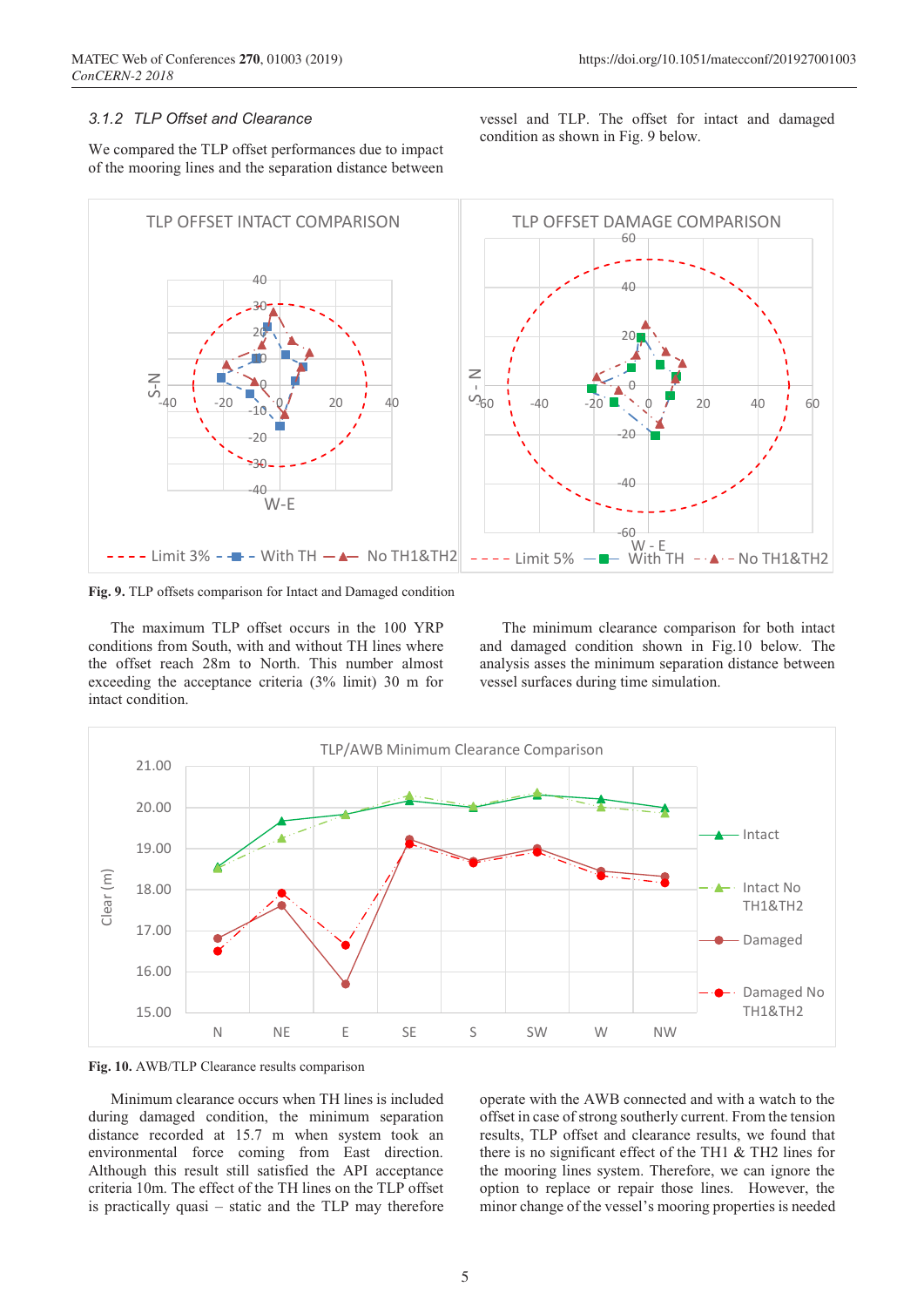### 3.1.2 TLP Offset and Clearance

We compared the TLP offset performances due to impact of the mooring lines and the separation distance between vessel and TLP. The offset for intact and damaged condition as shown in Fig. 9 below.

**Fig. 9.** TLP offsets comparison for Intact and Damaged condition

The maximum TLP offset occurs in the 100 YRP conditions from South, with and without TH lines where the offset reach 28m to North. This number almost exceeding the acceptance criteria (3% limit) 30 m for intact condition.

The minimum clearance comparison for both intact and damaged condition shown in Fig.10 below. The analysis asses the minimum separation distance between vessel surfaces during time simulation.

**Fig. 10.** AWB/TLP Clearance results comparison

Minimum clearance occurs when TH lines is included during damaged condition, the minimum separation distance recorded at 15.7 m when system took an environmental force coming from East direction. Although this result still satisfied the API acceptance criteria 10m. The effect of the TH lines on the TLP offset is practically quasi – static and the TLP may therefore operate with the AWB connected and with a watch to the offset in case of strong southerly current. From the tension results, TLP offset and clearance results, we found that there is no significant effect of the TH1 & TH2 lines for the mooring lines system. Therefore, we can ignore the option to replace or repair those lines. However, the minor change of the vessel's mooring properties is needed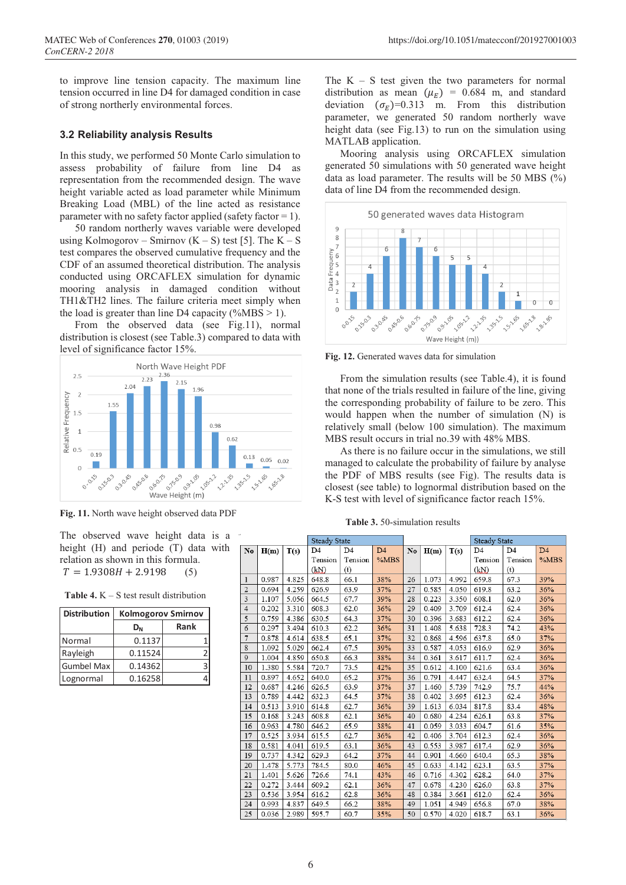to improve line tension capacity. The maximum line tension occurred in line D4 for damaged condition in case of strong northerly environmental forces.

### 3.2 Reliability analysis Results

In this study, we performed 50 Monte Carlo simulation to assess probability of failure from line D4 as representation from the recommended design. The wave height variable acted as load parameter while Minimum Breaking Load (MBL) of the line acted as resistance parameter with no safety factor applied (safety factor = 1).

50 random northerly waves variable were developed using Kolmogorov – Smirnov (K – S) test [5]. The K – S test compares the observed cumulative frequency and the CDF of an assumed theoretical distribution. The analysis conducted using ORCAFLEX simulation for dynamic mooring analysis in damaged condition without TH1&TH2 lines. The failure criteria meet simply when the load is greater than line D4 capacity (%MBS > 1).

From the observed data (see Fig.11), normal distribution is closest (see Table.3) compared to data with level of significance factor 15%.

Fig. 11. North wave height observed data PDF

The observed wave height data is a height (H) and periode (T) data with relation as shown in this formula.

$$T = 1.9308H + 2.9198 \quad (5)$$

**Table 4.** K – S test result distribution

| Distribution | Kolmogorov Smirnov | |
|---|---|---|
| | $D_N$ | Rank |
| Normal | 0.1137 | 1 |
| Rayleigh | 0.11524 | 2 |
| Gumbel Max | 0.14362 | 3 |
| Lognormal | 0.16258 | 4 |

The K – S test given the two parameters for normal distribution as mean ($\mu_E$) = 0.684 m, and standard deviation ($\sigma_E$)=0.313 m. From this distribution parameter, we generated 50 random northerly wave height data (see Fig.13) to run on the simulation using MATLAB application.

Mooring analysis using ORCAFLEX simulation generated 50 simulations with 50 generated wave height data as load parameter. The results will be 50 MBS (%) data of line D4 from the recommended design.

**Fig. 12.** Generated waves data for simulation

From the simulation results (see Table.4), it is found that none of the trials resulted in failure of the line, giving the corresponding probability of failure to be zero. This would happen when the number of simulation (N) is relatively small (below 100 simulation). The maximum MBS result occurs in trial no.39 with 48% MBS.

As there is no failure occur in the simulations, we still managed to calculate the probability of failure by analyse the PDF of MBS results (see Fig). The results data is closest (see table) to lognormal distribution based on the K-S test with level of significance factor reach 15%.

**Table 3.** 50-simulation results

| No | H(m) | T(s) | Steady State D4 Tension (kN) | Steady State D4 Tension (t) | D4 %MBS | No | H(m) | T(s) | Steady State D4 Tension (kN) | Steady State D4 Tension (t) | D4 %MBS |
|---|---|---|---|---|---|---|---|---|---|---|---|
| 1 | 0.987 | 4.825 | 648.8 | 66.1 | 38% | 26 | 1.073 | 4.992 | 659.8 | 67.3 | 39% |
| 2 | 0.694 | 4.259 | 626.9 | 63.9 | 37% | 27 | 0.585 | 4.050 | 619.8 | 63.2 | 36% |
| 3 | 1.107 | 5.056 | 664.5 | 67.7 | 39% | 28 | 0.223 | 3.350 | 608.1 | 62.0 | 36% |
| 4 | 0.202 | 3.310 | 608.3 | 62.0 | 36% | 29 | 0.409 | 3.709 | 612.4 | 62.4 | 36% |
| 5 | 0.759 | 4.386 | 630.5 | 64.3 | 37% | 30 | 0.396 | 3.683 | 612.2 | 62.4 | 36% |
| 6 | 0.297 | 3.494 | 610.3 | 62.2 | 36% | 31 | 1.408 | 5.638 | 728.3 | 74.2 | 43% |
| 7 | 0.878 | 4.614 | 638.5 | 65.1 | 37% | 32 | 0.868 | 4.596 | 637.8 | 65.0 | 37% |
| 8 | 1.092 | 5.029 | 662.4 | 67.5 | 39% | 33 | 0.587 | 4.053 | 616.9 | 62.9 | 36% |
| 9 | 1.004 | 4.859 | 650.8 | 66.3 | 38% | 34 | 0.361 | 3.617 | 611.7 | 62.4 | 36% |
| 10 | 1.380 | 5.584 | 720.7 | 73.5 | 42% | 35 | 0.612 | 4.100 | 621.6 | 63.4 | 36% |
| 11 | 0.897 | 4.652 | 640.0 | 65.2 | 37% | 36 | 0.791 | 4.447 | 632.4 | 64.5 | 37% |
| 12 | 0.687 | 4.246 | 626.5 | 63.9 | 37% | 37 | 1.460 | 5.739 | 742.9 | 75.7 | 44% |
| 13 | 0.789 | 4.442 | 632.3 | 64.5 | 37% | 38 | 0.402 | 3.695 | 612.3 | 62.4 | 36% |
| 14 | 0.513 | 3.910 | 614.8 | 62.7 | 36% | 39 | 1.613 | 6.034 | 817.8 | 83.4 | 48% |
| 15 | 0.168 | 3.243 | 608.8 | 62.1 | 36% | 40 | 0.680 | 4.234 | 626.1 | 63.8 | 37% |
| 16 | 0.963 | 4.780 | 646.2 | 65.9 | 38% | 41 | 0.059 | 3.033 | 604.7 | 61.6 | 35% |
| 17 | 0.525 | 3.934 | 615.5 | 62.7 | 36% | 42 | 0.406 | 3.704 | 612.3 | 62.4 | 36% |
| 18 | 0.581 | 4.041 | 619.5 | 63.1 | 36% | 43 | 0.553 | 3.987 | 617.4 | 62.9 | 36% |
| 19 | 0.737 | 4.342 | 629.3 | 64.2 | 37% | 44 | 0.901 | 4.660 | 640.4 | 65.3 | 38% |
| 20 | 1.478 | 5.773 | 784.5 | 80.0 | 46% | 45 | 0.633 | 4.142 | 623.1 | 63.5 | 37% |
| 21 | 1.401 | 5.626 | 726.6 | 74.1 | 43% | 46 | 0.716 | 4.302 | 628.2 | 64.0 | 37% |
| 22 | 0.272 | 3.444 | 609.2 | 62.1 | 36% | 47 | 0.678 | 4.230 | 626.0 | 63.8 | 37% |
| 23 | 0.536 | 3.954 | 616.2 | 62.8 | 36% | 48 | 0.384 | 3.661 | 612.0 | 62.4 | 36% |
| 24 | 0.993 | 4.837 | 649.5 | 66.2 | 38% | 49 | 1.051 | 4.949 | 656.8 | 67.0 | 38% |
| 25 | 0.036 | 2.989 | 595.7 | 60.7 | 35% | 50 | 0.570 | 4.020 | 618.7 | 63.1 | 36% |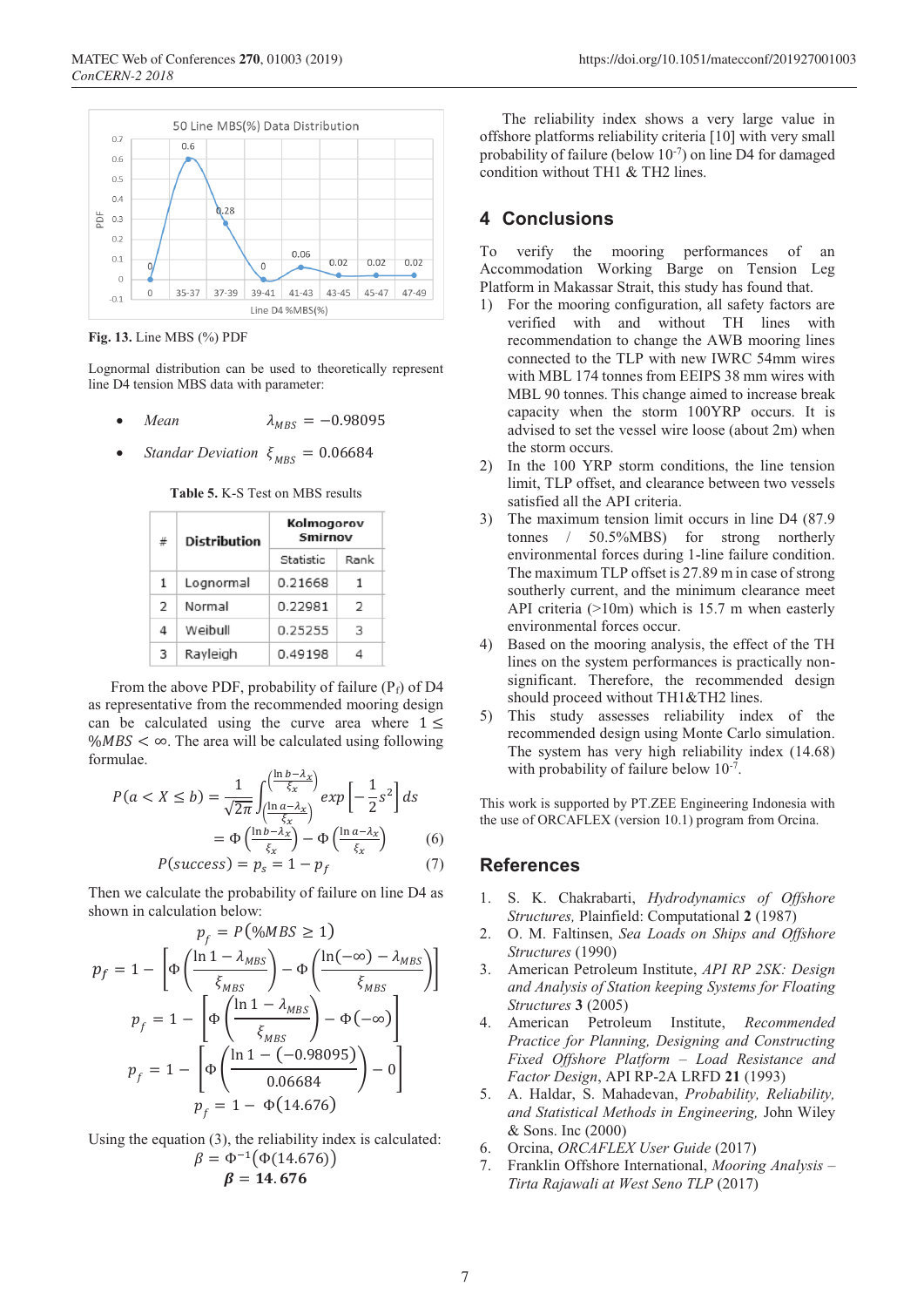Fig. 13. Line MBS (%) PDF

Lognormal distribution can be used to theoretically represent line D4 tension MBS data with parameter:

- *Mean* $\lambda_{MBS} = -0.98095$
- *Standar Deviation* $\xi_{MBS} = 0.06684$

**Table 5.** K-S Test on MBS results

| # | Distribution | Kolmogorov Smirnov | |
|---|---|---|---|
| | | Statistic | Rank |
| 1 | Lognormal | 0.21668 | 1 |
| 2 | Normal | 0.22981 | 2 |
| 4 | Weibull | 0.25255 | 3 |
| 3 | Rayleigh | 0.49198 | 4 |

From the above PDF, probability of failure ($P_f$) of D4 as representative from the recommended mooring design can be calculated using the curve area where $1 \leq \%MBS < \infty$. The area will be calculated using following formulae.

$$P(a < X \leq b) = \frac{1}{\sqrt{2\pi}} \int_{\left(\frac{\ln a - \lambda_x}{\xi_x}\right)}^{\left(\frac{\ln b - \lambda_x}{\xi_x}\right)} exp\left[-\frac{1}{2}s^2\right] ds$$

$$= \Phi\left(\frac{\ln b - \lambda_x}{\xi_x}\right) - \Phi\left(\frac{\ln a - \lambda_x}{\xi_x}\right) \quad (6)$$

$$P(success) = p_s = 1 - p_f \quad (7)$$

Then we calculate the probability of failure on line D4 as shown in calculation below:

$$p_f = P(\%MBS \geq 1)$$

$$p_f = 1 - \left[\Phi\left(\frac{\ln 1 - \lambda_{MBS}}{\xi_{MBS}}\right) - \Phi\left(\frac{\ln(-\infty) - \lambda_{MBS}}{\xi_{MBS}}\right)\right]$$

$$p_f = 1 - \left[\Phi\left(\frac{\ln 1 - \lambda_{MBS}}{\xi_{MBS}}\right) - \Phi(-\infty)\right]$$

$$p_f = 1 - \left[\Phi\left(\frac{\ln 1 - (-0.98095)}{0.06684}\right) - 0\right]$$

$$p_f = 1 - \Phi(14.676)$$

Using the equation (3), the reliability index is calculated:

$$\beta = \Phi^{-1}(\Phi(14.676))$$

$$\boldsymbol{\beta = 14.676}$$

The reliability index shows a very large value in offshore platforms reliability criteria [10] with very small probability of failure (below $10^{-7}$) on line D4 for damaged condition without TH1 & TH2 lines.

## 4 Conclusions

To verify the mooring performances of an Accommodation Working Barge on Tension Leg Platform in Makassar Strait, this study has found that.

1) For the mooring configuration, all safety factors are verified with and without TH lines with recommendation to change the AWB mooring lines connected to the TLP with new IWRC 54mm wires with MBL 174 tonnes from EEIPS 38 mm wires with MBL 90 tonnes. This change aimed to increase break capacity when the storm 100YRP occurs. It is advised to set the vessel wire loose (about 2m) when the storm occurs.
2) In the 100 YRP storm conditions, the line tension limit, TLP offset, and clearance between two vessels satisfied all the API criteria.
3) The maximum tension limit occurs in line D4 (87.9 tonnes / 50.5%MBS) for strong northerly environmental forces during 1-line failure condition. The maximum TLP offset is 27.89 m in case of strong southerly current, and the minimum clearance meet API criteria (>10m) which is 15.7 m when easterly environmental forces occur.
4) Based on the mooring analysis, the effect of the TH lines on the system performances is practically non-significant. Therefore, the recommended design should proceed without TH1&TH2 lines.
5) This study assesses reliability index of the recommended design using Monte Carlo simulation. The system has very high reliability index (14.68) with probability of failure below $10^{-7}$.

This work is supported by PT.ZEE Engineering Indonesia with the use of ORCAFLEX (version 10.1) program from Orcina.

## References

1. S. K. Chakrabarti, *Hydrodynamics of Offshore Structures,* Plainfield: Computational **2** (1987)
2. O. M. Faltinsen, *Sea Loads on Ships and Offshore Structures* (1990)
3. American Petroleum Institute, *API RP 2SK: Design and Analysis of Station keeping Systems for Floating Structures* **3** (2005)
4. American Petroleum Institute, *Recommended Practice for Planning, Designing and Constructing Fixed Offshore Platform – Load Resistance and Factor Design*, API RP-2A LRFD **21** (1993)
5. A. Haldar, S. Mahadevan, *Probability, Reliability, and Statistical Methods in Engineering,* John Wiley & Sons. Inc (2000)
6. Orcina, *ORCAFLEX User Guide* (2017)
7. Franklin Offshore International, *Mooring Analysis – Tirta Rajawali at West Seno TLP* (2017)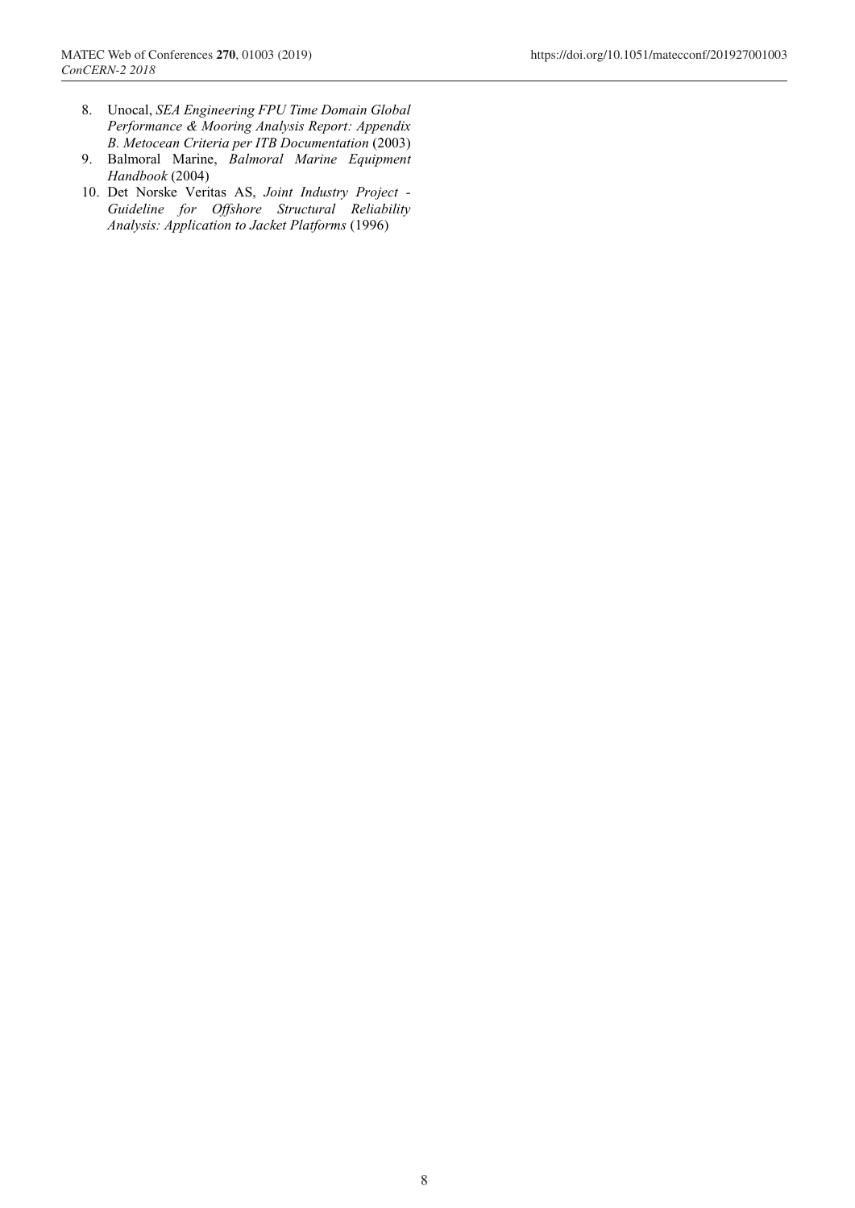8. Unocal, *SEA Engineering FPU Time Domain Global Performance & Mooring Analysis Report: Appendix B. Metocean Criteria per ITB Documentation* (2003)
9. Balmoral Marine, *Balmoral Marine Equipment Handbook* (2004)
10. Det Norske Veritas AS, *Joint Industry Project - Guideline for Offshore Structural Reliability Analysis: Application to Jacket Platforms* (1996)